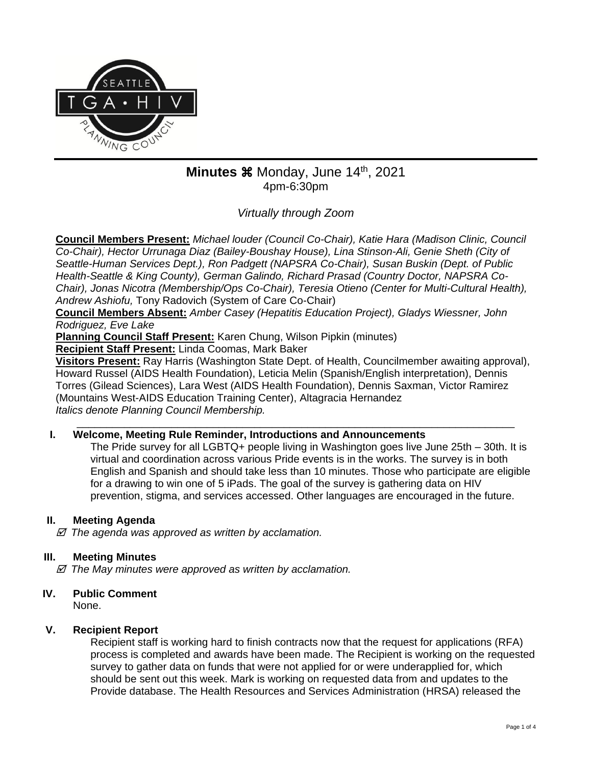# Minutes ⌘ Monday, June 14th, 2021

4pm-6:30pm

*Virtually through Zoom*

**Council Members Present:** *Michael louder (Council Co-Chair), Katie Hara (Madison Clinic, Council Co-Chair), Hector Urrunaga Diaz (Bailey-Boushay House), Lina Stinson-Ali, Genie Sheth (City of Seattle-Human Services Dept.), Ron Padgett (NAPSRA Co-Chair), Susan Buskin (Dept. of Public Health-Seattle & King County), German Galindo, Richard Prasad (Country Doctor, NAPSRA Co-Chair), Jonas Nicotra (Membership/Ops Co-Chair), Teresia Otieno (Center for Multi-Cultural Health), Andrew Ashiofu,* Tony Radovich (System of Care Co-Chair)

**Council Members Absent:** *Amber Casey (Hepatitis Education Project), Gladys Wiessner, John Rodriguez, Eve Lake*

**Planning Council Staff Present:** Karen Chung, Wilson Pipkin (minutes)

**Recipient Staff Present:** Linda Coomas, Mark Baker

**Visitors Present:** Ray Harris (Washington State Dept. of Health, Councilmember awaiting approval), Howard Russel (AIDS Health Foundation), Leticia Melin (Spanish/English interpretation), Dennis Torres (Gilead Sciences), Lara West (AIDS Health Foundation), Dennis Saxman, Victor Ramirez (Mountains West-AIDS Education Training Center), Altagracia Hernandez

*Italics denote Planning Council Membership.*

---

## I. Welcome, Meeting Rule Reminder, Introductions and Announcements

The Pride survey for all LGBTQ+ people living in Washington goes live June 25th – 30th. It is virtual and coordination across various Pride events is in the works. The survey is in both English and Spanish and should take less than 10 minutes. Those who participate are eligible for a drawing to win one of 5 iPads. The goal of the survey is gathering data on HIV prevention, stigma, and services accessed. Other languages are encouraged in the future.

## II. Meeting Agenda

☑ *The agenda was approved as written by acclamation.*

## III. Meeting Minutes

☑ *The May minutes were approved as written by acclamation.*

## IV. Public Comment

None.

## V. Recipient Report

Recipient staff is working hard to finish contracts now that the request for applications (RFA) process is completed and awards have been made. The Recipient is working on the requested survey to gather data on funds that were not applied for or were underapplied for, which should be sent out this week. Mark is working on requested data from and updates to the Provide database. The Health Resources and Services Administration (HRSA) released the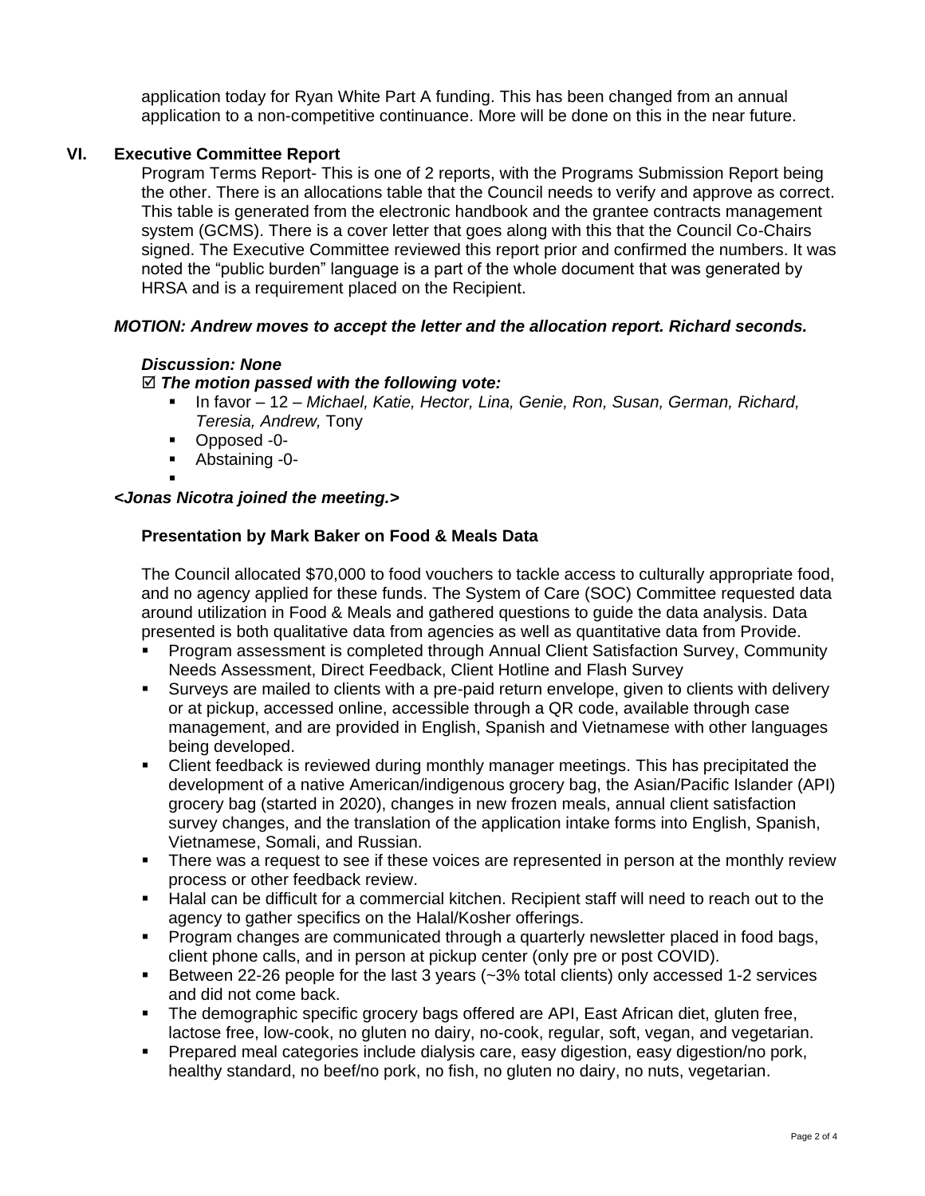application today for Ryan White Part A funding. This has been changed from an annual application to a non-competitive continuance. More will be done on this in the near future.

## VI. Executive Committee Report

Program Terms Report- This is one of 2 reports, with the Programs Submission Report being the other. There is an allocations table that the Council needs to verify and approve as correct. This table is generated from the electronic handbook and the grantee contracts management system (GCMS). There is a cover letter that goes along with this that the Council Co-Chairs signed. The Executive Committee reviewed this report prior and confirmed the numbers. It was noted the "public burden" language is a part of the whole document that was generated by HRSA and is a requirement placed on the Recipient.

***MOTION: Andrew moves to accept the letter and the allocation report. Richard seconds.***

***Discussion: None***

☑ ***The motion passed with the following vote:***

- In favor – 12 – *Michael, Katie, Hector, Lina, Genie, Ron, Susan, German, Richard, Teresia, Andrew,* Tony
- Opposed -0-
- Abstaining -0-

***<Jonas Nicotra joined the meeting.>***

**Presentation by Mark Baker on Food & Meals Data**

The Council allocated $70,000 to food vouchers to tackle access to culturally appropriate food, and no agency applied for these funds. The System of Care (SOC) Committee requested data around utilization in Food & Meals and gathered questions to guide the data analysis. Data presented is both qualitative data from agencies as well as quantitative data from Provide.

- Program assessment is completed through Annual Client Satisfaction Survey, Community Needs Assessment, Direct Feedback, Client Hotline and Flash Survey
- Surveys are mailed to clients with a pre-paid return envelope, given to clients with delivery or at pickup, accessed online, accessible through a QR code, available through case management, and are provided in English, Spanish and Vietnamese with other languages being developed.
- Client feedback is reviewed during monthly manager meetings. This has precipitated the development of a native American/indigenous grocery bag, the Asian/Pacific Islander (API) grocery bag (started in 2020), changes in new frozen meals, annual client satisfaction survey changes, and the translation of the application intake forms into English, Spanish, Vietnamese, Somali, and Russian.
- There was a request to see if these voices are represented in person at the monthly review process or other feedback review.
- Halal can be difficult for a commercial kitchen. Recipient staff will need to reach out to the agency to gather specifics on the Halal/Kosher offerings.
- Program changes are communicated through a quarterly newsletter placed in food bags, client phone calls, and in person at pickup center (only pre or post COVID).
- Between 22-26 people for the last 3 years (~3% total clients) only accessed 1-2 services and did not come back.
- The demographic specific grocery bags offered are API, East African diet, gluten free, lactose free, low-cook, no gluten no dairy, no-cook, regular, soft, vegan, and vegetarian.
- Prepared meal categories include dialysis care, easy digestion, easy digestion/no pork, healthy standard, no beef/no pork, no fish, no gluten no dairy, no nuts, vegetarian.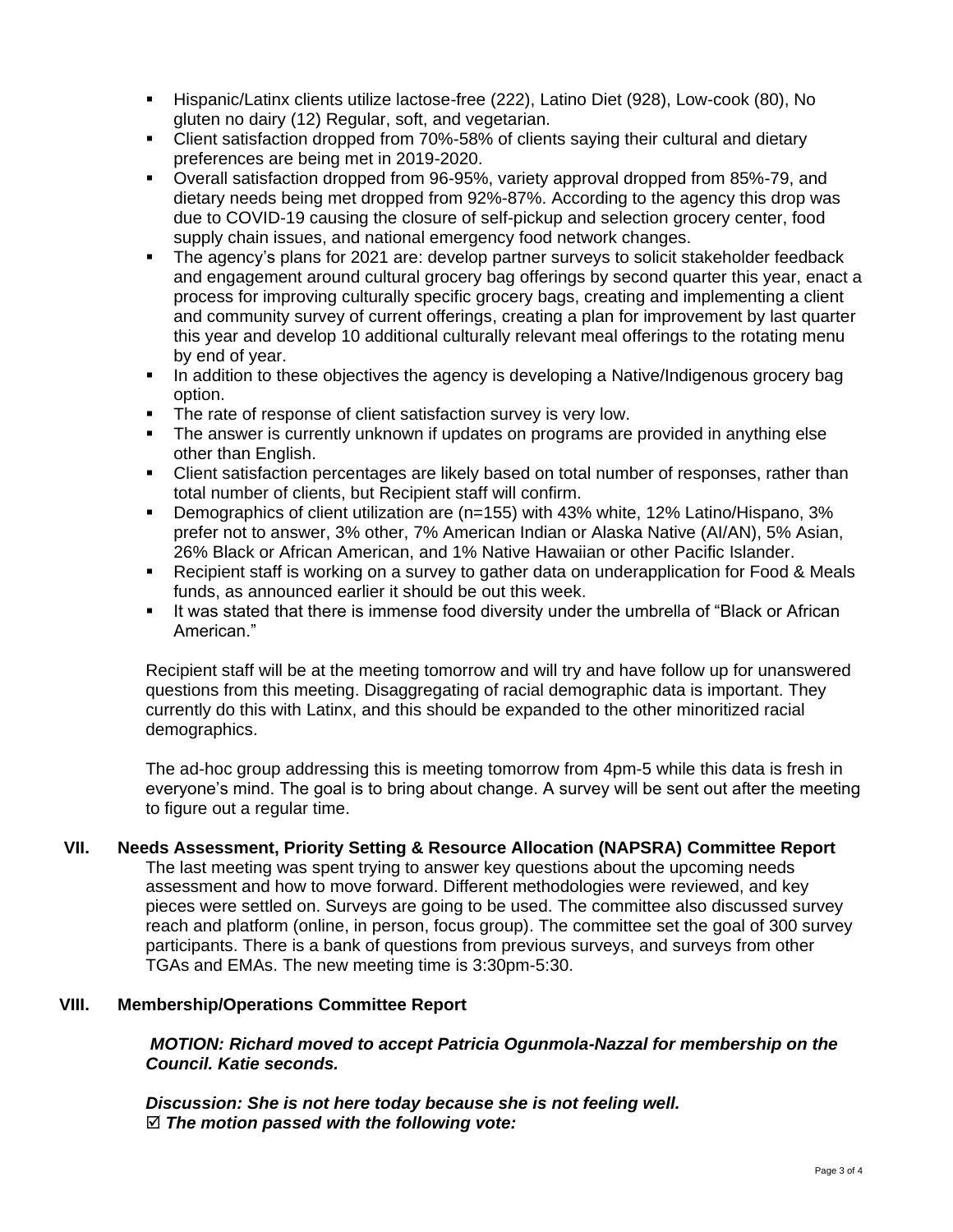- Hispanic/Latinx clients utilize lactose-free (222), Latino Diet (928), Low-cook (80), No gluten no dairy (12) Regular, soft, and vegetarian.
- Client satisfaction dropped from 70%-58% of clients saying their cultural and dietary preferences are being met in 2019-2020.
- Overall satisfaction dropped from 96-95%, variety approval dropped from 85%-79, and dietary needs being met dropped from 92%-87%. According to the agency this drop was due to COVID-19 causing the closure of self-pickup and selection grocery center, food supply chain issues, and national emergency food network changes.
- The agency's plans for 2021 are: develop partner surveys to solicit stakeholder feedback and engagement around cultural grocery bag offerings by second quarter this year, enact a process for improving culturally specific grocery bags, creating and implementing a client and community survey of current offerings, creating a plan for improvement by last quarter this year and develop 10 additional culturally relevant meal offerings to the rotating menu by end of year.
- In addition to these objectives the agency is developing a Native/Indigenous grocery bag option.
- The rate of response of client satisfaction survey is very low.
- The answer is currently unknown if updates on programs are provided in anything else other than English.
- Client satisfaction percentages are likely based on total number of responses, rather than total number of clients, but Recipient staff will confirm.
- Demographics of client utilization are (n=155) with 43% white, 12% Latino/Hispano, 3% prefer not to answer, 3% other, 7% American Indian or Alaska Native (AI/AN), 5% Asian, 26% Black or African American, and 1% Native Hawaiian or other Pacific Islander.
- Recipient staff is working on a survey to gather data on underapplication for Food & Meals funds, as announced earlier it should be out this week.
- It was stated that there is immense food diversity under the umbrella of "Black or African American."

Recipient staff will be at the meeting tomorrow and will try and have follow up for unanswered questions from this meeting. Disaggregating of racial demographic data is important. They currently do this with Latinx, and this should be expanded to the other minoritized racial demographics.

The ad-hoc group addressing this is meeting tomorrow from 4pm-5 while this data is fresh in everyone's mind. The goal is to bring about change. A survey will be sent out after the meeting to figure out a regular time.

## VII. Needs Assessment, Priority Setting & Resource Allocation (NAPSRA) Committee Report

The last meeting was spent trying to answer key questions about the upcoming needs assessment and how to move forward. Different methodologies were reviewed, and key pieces were settled on. Surveys are going to be used. The committee also discussed survey reach and platform (online, in person, focus group). The committee set the goal of 300 survey participants. There is a bank of questions from previous surveys, and surveys from other TGAs and EMAs. The new meeting time is 3:30pm-5:30.

## VIII. Membership/Operations Committee Report

***MOTION: Richard moved to accept Patricia Ogunmola-Nazzal for membership on the Council. Katie seconds.***

***Discussion: She is not here today because she is not feeling well.***
***☑ The motion passed with the following vote:***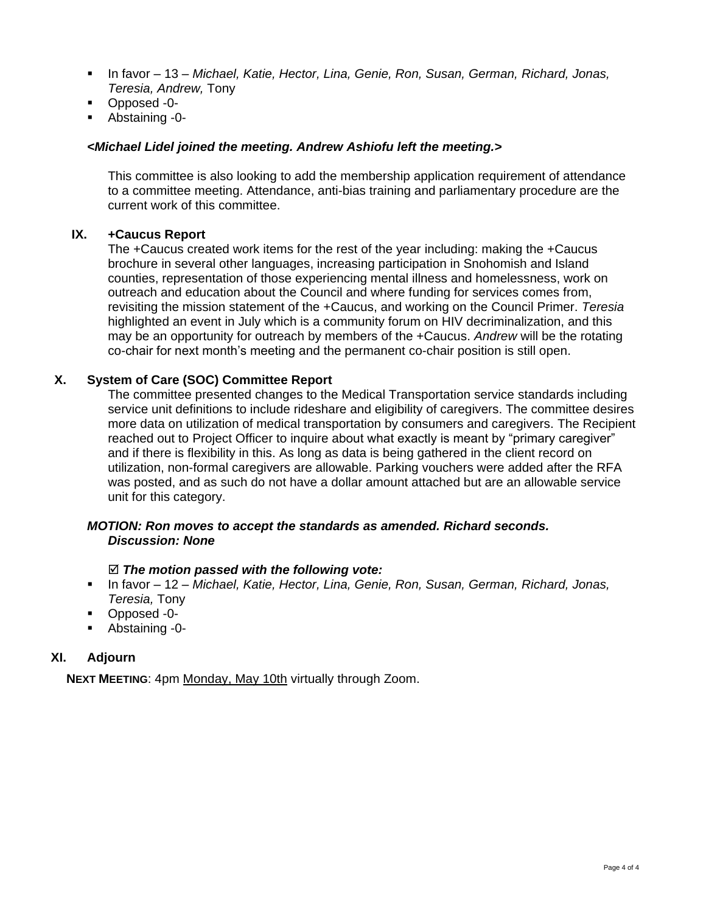- In favor – 13 – *Michael, Katie, Hector, Lina, Genie, Ron, Susan, German, Richard, Jonas, Teresia, Andrew,* Tony
- Opposed -0-
- Abstaining -0-

***<Michael Lidel joined the meeting. Andrew Ashiofu left the meeting.>***

This committee is also looking to add the membership application requirement of attendance to a committee meeting. Attendance, anti-bias training and parliamentary procedure are the current work of this committee.

## IX. +Caucus Report

The +Caucus created work items for the rest of the year including: making the +Caucus brochure in several other languages, increasing participation in Snohomish and Island counties, representation of those experiencing mental illness and homelessness, work on outreach and education about the Council and where funding for services comes from, revisiting the mission statement of the +Caucus, and working on the Council Primer. *Teresia* highlighted an event in July which is a community forum on HIV decriminalization, and this may be an opportunity for outreach by members of the +Caucus. *Andrew* will be the rotating co-chair for next month's meeting and the permanent co-chair position is still open.

## X. System of Care (SOC) Committee Report

The committee presented changes to the Medical Transportation service standards including service unit definitions to include rideshare and eligibility of caregivers. The committee desires more data on utilization of medical transportation by consumers and caregivers. The Recipient reached out to Project Officer to inquire about what exactly is meant by "primary caregiver" and if there is flexibility in this. As long as data is being gathered in the client record on utilization, non-formal caregivers are allowable. Parking vouchers were added after the RFA was posted, and as such do not have a dollar amount attached but are an allowable service unit for this category.

***MOTION: Ron moves to accept the standards as amended. Richard seconds.***
***Discussion: None***

☑ ***The motion passed with the following vote:***

- In favor – 12 – *Michael, Katie, Hector, Lina, Genie, Ron, Susan, German, Richard, Jonas, Teresia,* Tony
- Opposed -0-
- Abstaining -0-

## XI. Adjourn

**NEXT MEETING**: 4pm Monday, May 10th virtually through Zoom.